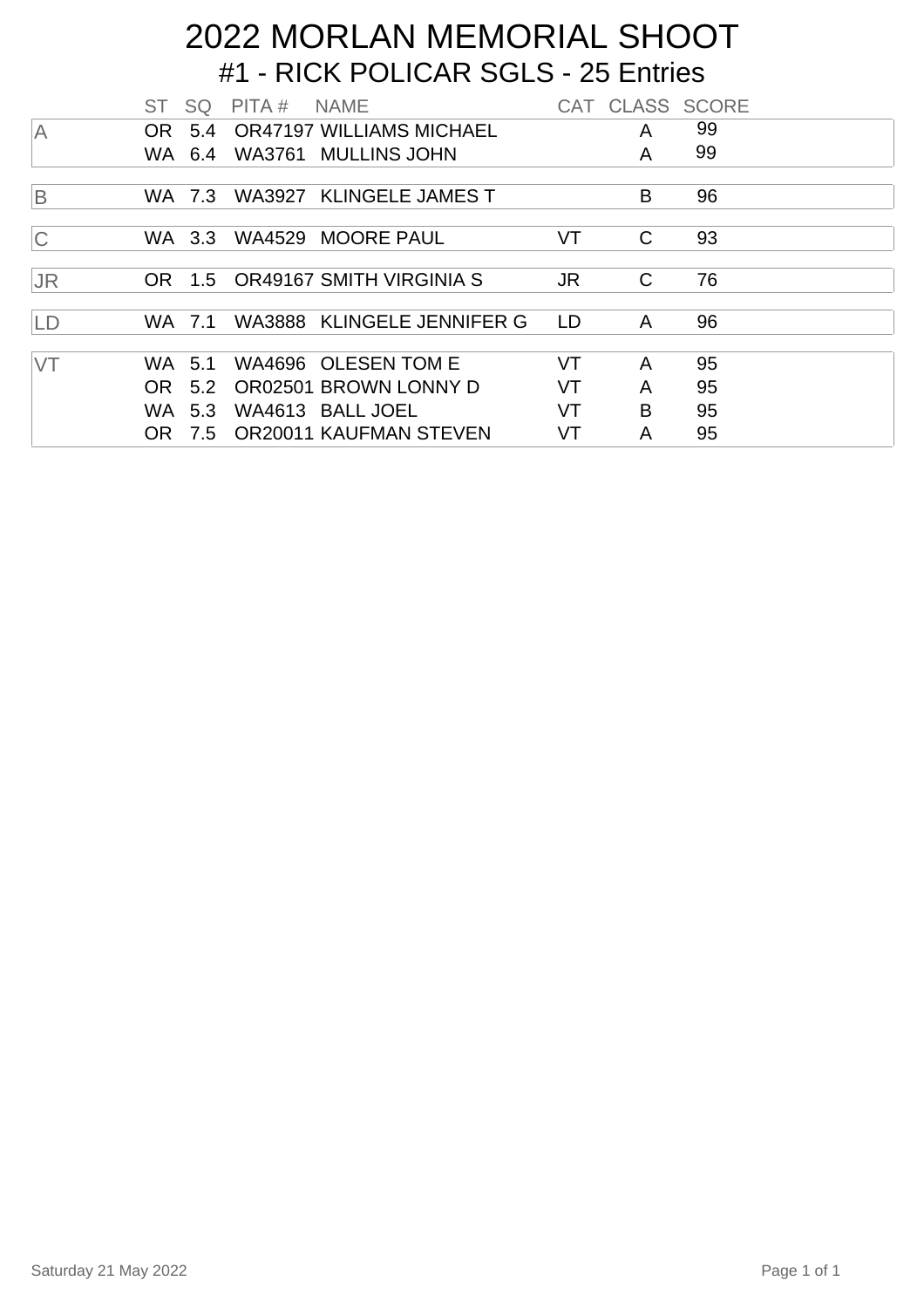# 2022 MORLAN MEMORIAL SHOOT

## #1 - RICK POLICAR SGLS - 25 Entries

| | ST | SQ | PITA # | NAME | CAT | CLASS | SCORE |
|---|---|---|---|---|---|---|---|
| A | OR | 5.4 | OR47197 | WILLIAMS MICHAEL | | A | 99 |
| | WA | 6.4 | WA3761 | MULLINS JOHN | | A | 99 |
| B | WA | 7.3 | WA3927 | KLINGELE JAMES T | | B | 96 |
| C | WA | 3.3 | WA4529 | MOORE PAUL | VT | C | 93 |
| JR | OR | 1.5 | OR49167 | SMITH VIRGINIA S | JR | C | 76 |
| LD | WA | 7.1 | WA3888 | KLINGELE JENNIFER G | LD | A | 96 |
| VT | WA | 5.1 | WA4696 | OLESEN TOM E | VT | A | 95 |
| | OR | 5.2 | OR02501 | BROWN LONNY D | VT | A | 95 |
| | WA | 5.3 | WA4613 | BALL JOEL | VT | B | 95 |
| | OR | 7.5 | OR20011 | KAUFMAN STEVEN | VT | A | 95 |

Saturday 21 May 2022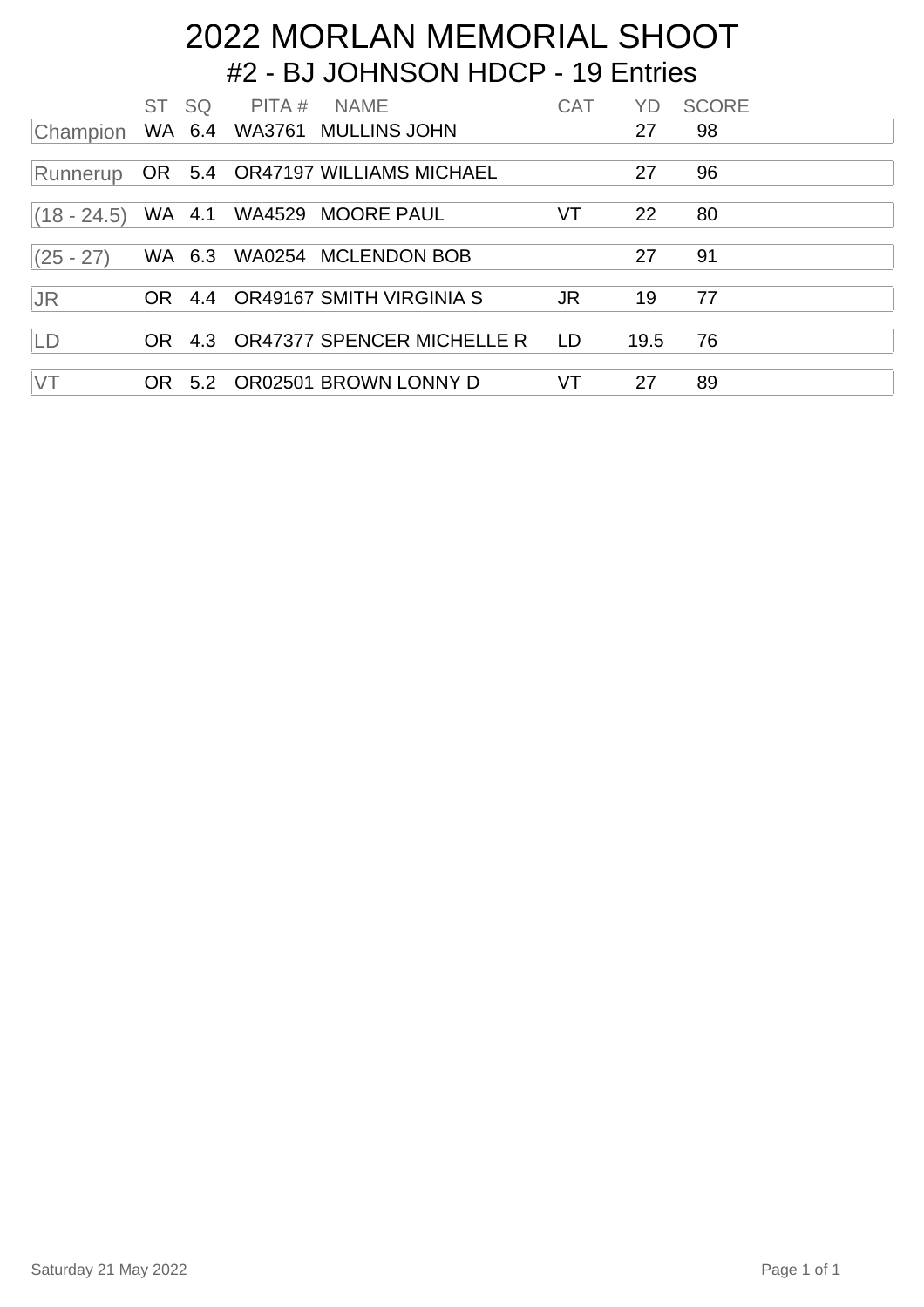# 2022 MORLAN MEMORIAL SHOOT

## #2 - BJ JOHNSON HDCP - 19 Entries

| | ST | SQ | PITA # | NAME | CAT | YD | SCORE |
|---|---|---|---|---|---|---|---|
| Champion | WA | 6.4 | WA3761 | MULLINS JOHN | | 27 | 98 |
| Runnerup | OR | 5.4 | OR47197 | WILLIAMS MICHAEL | | 27 | 96 |
| (18 - 24.5) | WA | 4.1 | WA4529 | MOORE PAUL | VT | 22 | 80 |
| (25 - 27) | WA | 6.3 | WA0254 | MCLENDON BOB | | 27 | 91 |
| JR | OR | 4.4 | OR49167 | SMITH VIRGINIA S | JR | 19 | 77 |
| LD | OR | 4.3 | OR47377 | SPENCER MICHELLE R | LD | 19.5 | 76 |
| VT | OR | 5.2 | OR02501 | BROWN LONNY D | VT | 27 | 89 |

Saturday 21 May 2022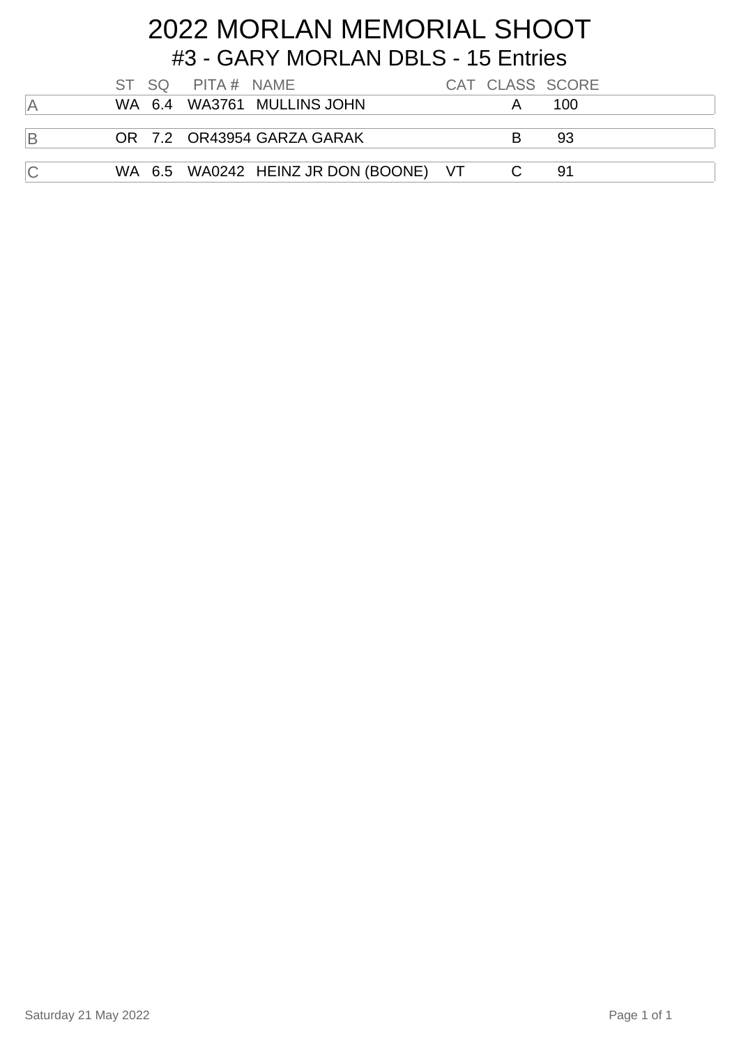# 2022 MORLAN MEMORIAL SHOOT

## #3 - GARY MORLAN DBLS - 15 Entries

| | ST | SQ | PITA # | NAME | CAT | CLASS | SCORE |
|---|---|---|---|---|---|---|---|
| A | WA | 6.4 | WA3761 | MULLINS JOHN | | A | 100 |
| B | OR | 7.2 | OR43954 | GARZA GARAK | | B | 93 |
| C | WA | 6.5 | WA0242 | HEINZ JR DON (BOONE) | VT | C | 91 |

Saturday 21 May 2022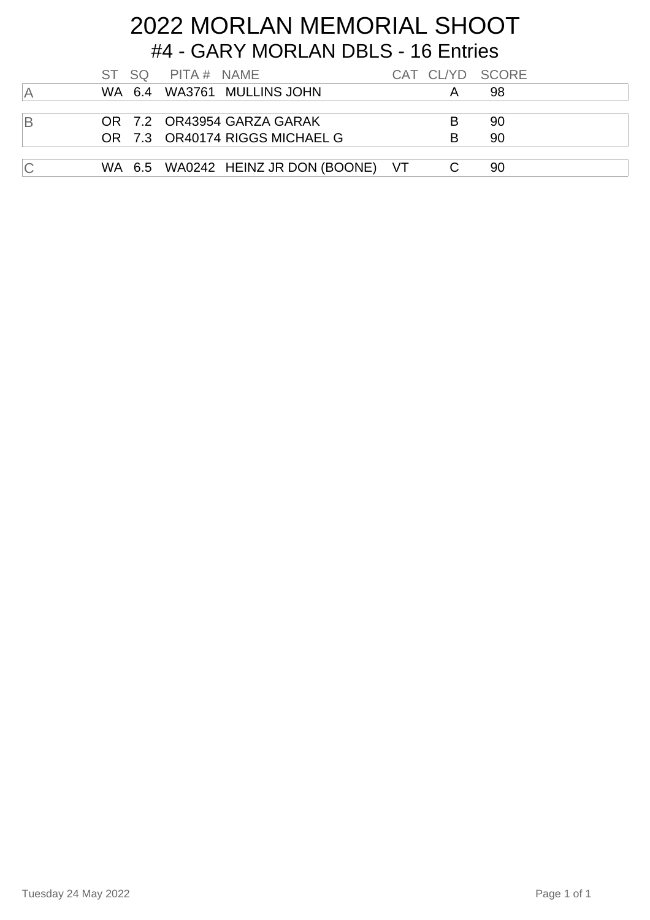# 2022 MORLAN MEMORIAL SHOOT

## #4 - GARY MORLAN DBLS - 16 Entries

| | ST | SQ | PITA # | NAME | CAT | CL/YD | SCORE |
|---|---|---|---|---|---|---|---|
| A | WA | 6.4 | WA3761 | MULLINS JOHN | | A | 98 |
| B | OR | 7.2 | OR43954 | GARZA GARAK | | B | 90 |
| | OR | 7.3 | OR40174 | RIGGS MICHAEL G | | B | 90 |
| C | WA | 6.5 | WA0242 | HEINZ JR DON (BOONE) | VT | C | 90 |

Tuesday 24 May 2022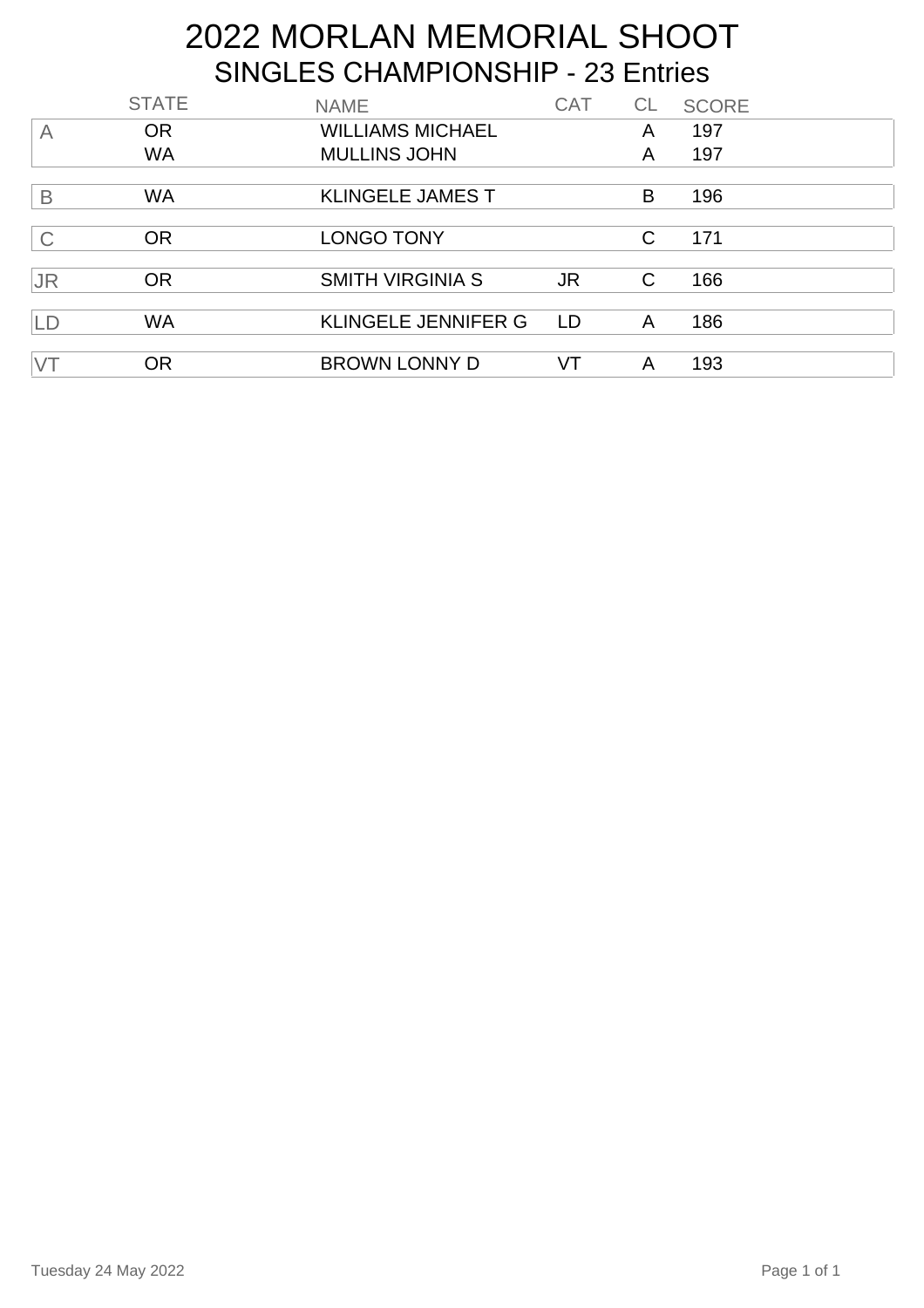# 2022 MORLAN MEMORIAL SHOOT

## SINGLES CHAMPIONSHIP - 23 Entries

| | STATE | NAME | CAT | CL | SCORE |
|---|---|---|---|---|---|
| A | OR | WILLIAMS MICHAEL | | A | 197 |
| | WA | MULLINS JOHN | | A | 197 |
| B | WA | KLINGELE JAMES T | | B | 196 |
| C | OR | LONGO TONY | | C | 171 |
| JR | OR | SMITH VIRGINIA S | JR | C | 166 |
| LD | WA | KLINGELE JENNIFER G | LD | A | 186 |
| VT | OR | BROWN LONNY D | VT | A | 193 |

Tuesday 24 May 2022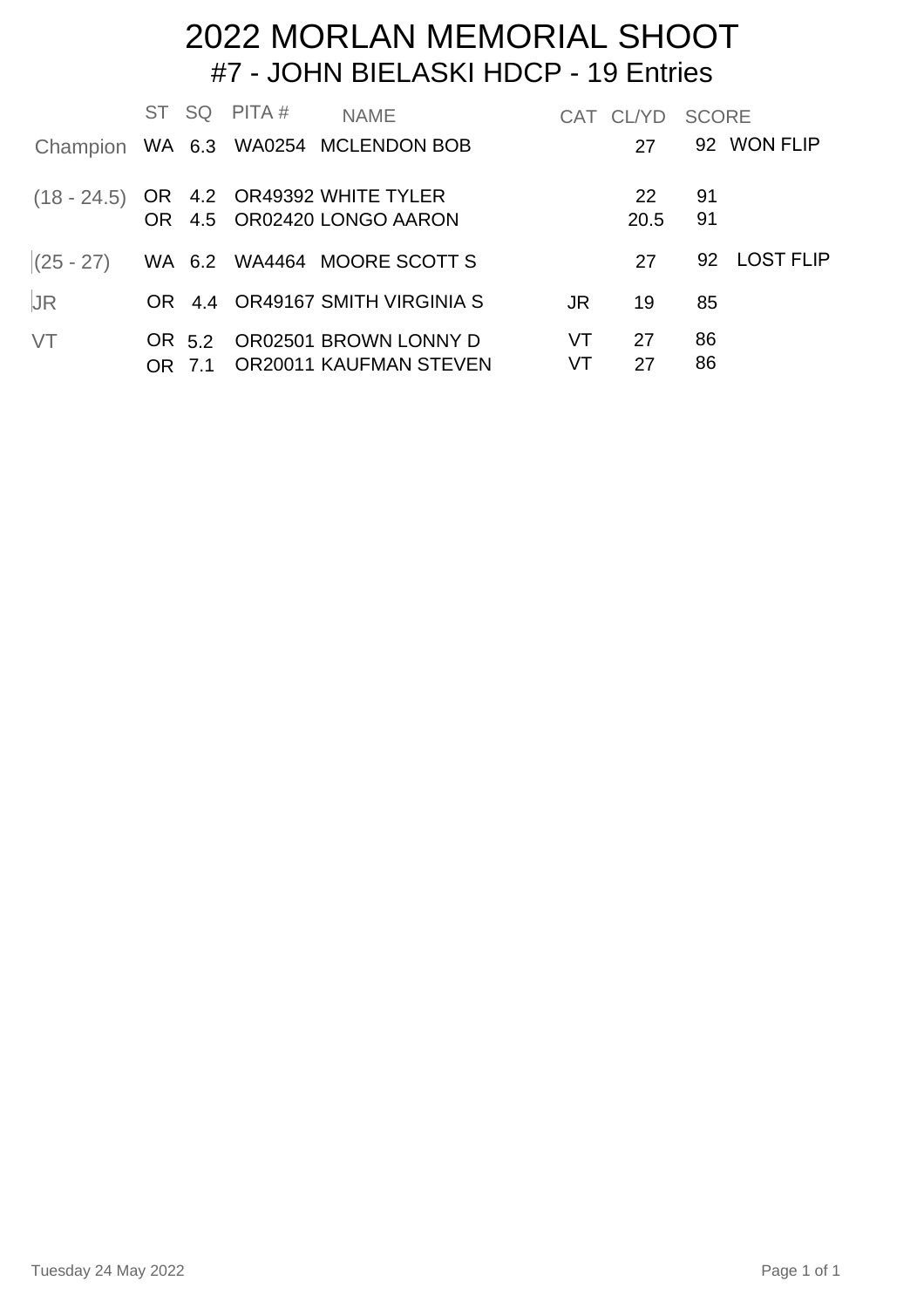# 2022 MORLAN MEMORIAL SHOOT

## #7 - JOHN BIELASKI HDCP - 19 Entries

| | ST | SQ | PITA # | NAME | CAT | CL/YD | SCORE | |
|---|---|---|---|---|---|---|---|---|
| Champion | WA | 6.3 | WA0254 | MCLENDON BOB | | 27 | 92 | WON FLIP |
| (18 - 24.5) | OR | 4.2 | OR49392 | WHITE TYLER | | 22 | 91 | |
| | OR | 4.5 | OR02420 | LONGO AARON | | 20.5 | 91 | |
| (25 - 27) | WA | 6.2 | WA4464 | MOORE SCOTT S | | 27 | 92 | LOST FLIP |
| JR | OR | 4.4 | OR49167 | SMITH VIRGINIA S | JR | 19 | 85 | |
| VT | OR | 5.2 | OR02501 | BROWN LONNY D | VT | 27 | 86 | |
| | OR | 7.1 | OR20011 | KAUFMAN STEVEN | VT | 27 | 86 | |

Tuesday 24 May 2022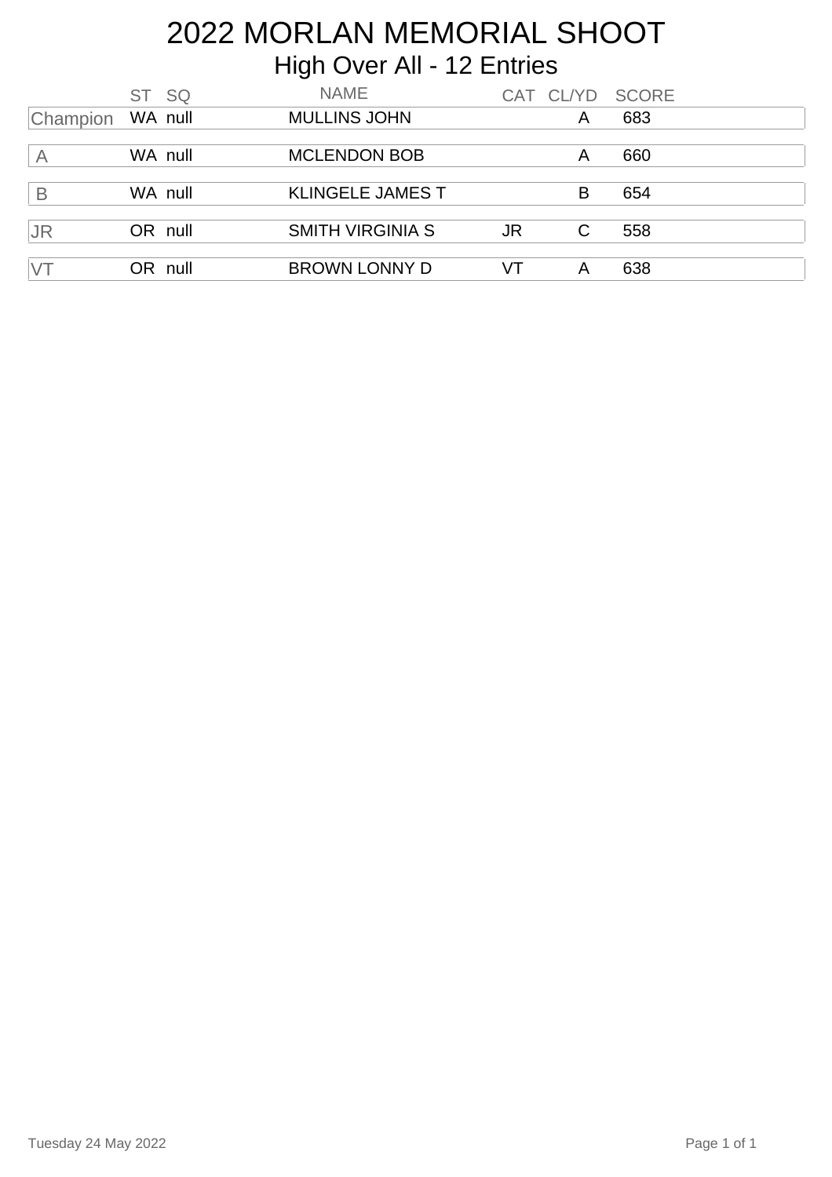# 2022 MORLAN MEMORIAL SHOOT

## High Over All - 12 Entries

| | ST | SQ | NAME | CAT | CL/YD | SCORE |
|---|---|---|---|---|---|---|
| Champion | WA | null | MULLINS JOHN | | A | 683 |
| A | WA | null | MCLENDON BOB | | A | 660 |
| B | WA | null | KLINGELE JAMES T | | B | 654 |
| JR | OR | null | SMITH VIRGINIA S | JR | C | 558 |
| VT | OR | null | BROWN LONNY D | VT | A | 638 |

Tuesday 24 May 2022